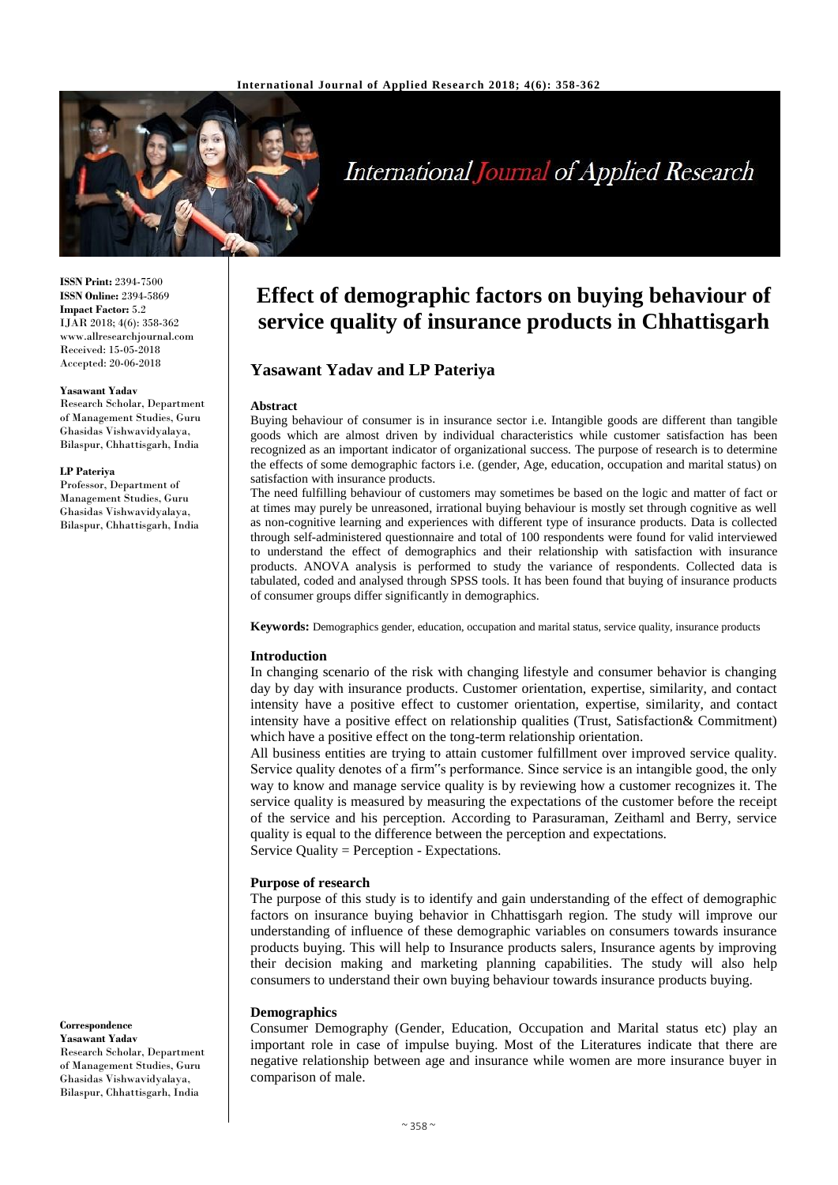# Effect of demographic factors on buying behaviour of service quality of insurance products in Chhattisgarh

**ISSN Print:** 2394-7500
**ISSN Online:** 2394-5869
**Impact Factor:** 5.2
IJAR 2018; 4(6): 358-362
www.allresearchjournal.com
Received: 15-05-2018
Accepted: 20-06-2018

**Yasawant Yadav**
Research Scholar, Department of Management Studies, Guru Ghasidas Vishwavidyalaya, Bilaspur, Chhattisgarh, India

**LP Pateriya**
Professor, Department of Management Studies, Guru Ghasidas Vishwavidyalaya, Bilaspur, Chhattisgarh, India

**Correspondence**
**Yasawant Yadav**
Research Scholar, Department of Management Studies, Guru Ghasidas Vishwavidyalaya, Bilaspur, Chhattisgarh, India

## Yasawant Yadav and LP Pateriya

### Abstract

Buying behaviour of consumer is in insurance sector i.e. Intangible goods are different than tangible goods which are almost driven by individual characteristics while customer satisfaction has been recognized as an important indicator of organizational success. The purpose of research is to determine the effects of some demographic factors i.e. (gender, Age, education, occupation and marital status) on satisfaction with insurance products.

The need fulfilling behaviour of customers may sometimes be based on the logic and matter of fact or at times may purely be unreasoned, irrational buying behaviour is mostly set through cognitive as well as non-cognitive learning and experiences with different type of insurance products. Data is collected through self-administered questionnaire and total of 100 respondents were found for valid interviewed to understand the effect of demographics and their relationship with satisfaction with insurance products. ANOVA analysis is performed to study the variance of respondents. Collected data is tabulated, coded and analysed through SPSS tools. It has been found that buying of insurance products of consumer groups differ significantly in demographics.

**Keywords:** Demographics gender, education, occupation and marital status, service quality, insurance products

### Introduction

In changing scenario of the risk with changing lifestyle and consumer behavior is changing day by day with insurance products. Customer orientation, expertise, similarity, and contact intensity have a positive effect to customer orientation, expertise, similarity, and contact intensity have a positive effect on relationship qualities (Trust, Satisfaction& Commitment) which have a positive effect on the tong-term relationship orientation.

All business entities are trying to attain customer fulfillment over improved service quality. Service quality denotes of a firm"s performance. Since service is an intangible good, the only way to know and manage service quality is by reviewing how a customer recognizes it. The service quality is measured by measuring the expectations of the customer before the receipt of the service and his perception. According to Parasuraman, Zeithaml and Berry, service quality is equal to the difference between the perception and expectations.

Service Quality = Perception - Expectations.

### Purpose of research

The purpose of this study is to identify and gain understanding of the effect of demographic factors on insurance buying behavior in Chhattisgarh region. The study will improve our understanding of influence of these demographic variables on consumers towards insurance products buying. This will help to Insurance products salers, Insurance agents by improving their decision making and marketing planning capabilities. The study will also help consumers to understand their own buying behaviour towards insurance products buying.

### Demographics

Consumer Demography (Gender, Education, Occupation and Marital status etc) play an important role in case of impulse buying. Most of the Literatures indicate that there are negative relationship between age and insurance while women are more insurance buyer in comparison of male.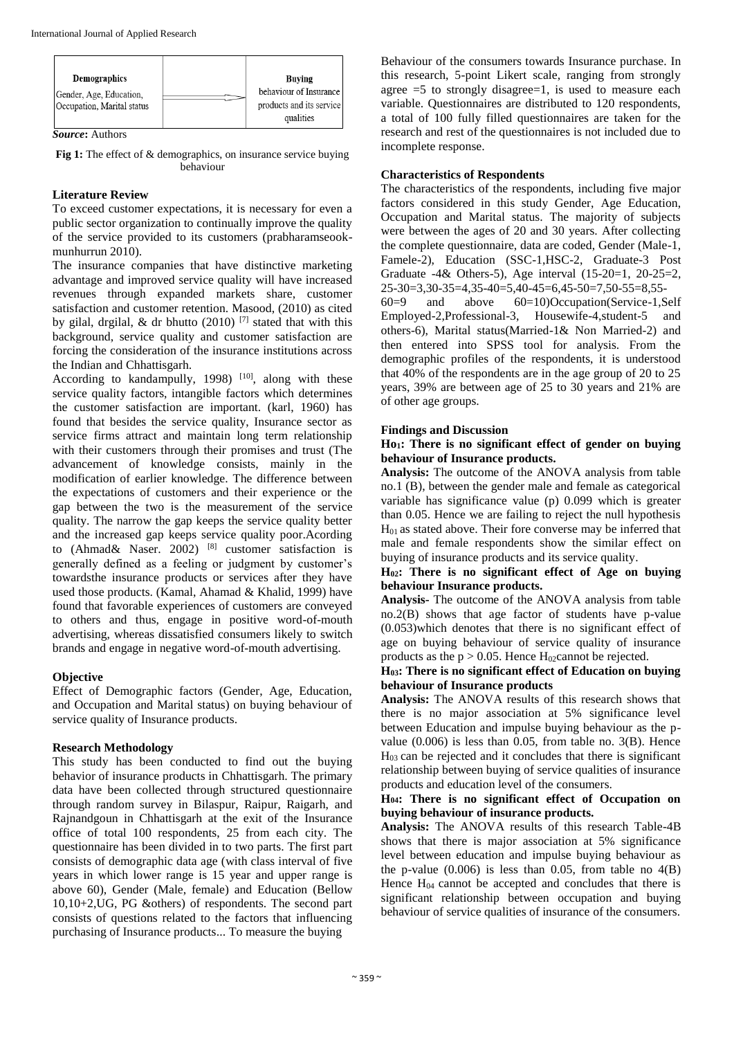| Demographics | | Buying |
| --- | --- | --- |
| Gender, Age, Education, Occupation, Marital status | ⟹ | behaviour of Insurance products and its service qualities |

***Source*:** Authors

**Fig 1:** The effect of & demographics, on insurance service buying behaviour

## Literature Review

To exceed customer expectations, it is necessary for even a public sector organization to continually improve the quality of the service provided to its customers (prabharamseook-munhurrun 2010).

The insurance companies that have distinctive marketing advantage and improved service quality will have increased revenues through expanded markets share, customer satisfaction and customer retention. Masood, (2010) as cited by gilal, drgilal, & dr bhutto (2010) [7] stated that with this background, service quality and customer satisfaction are forcing the consideration of the insurance institutions across the Indian and Chhattisgarh.

According to kandampully, 1998) [10], along with these service quality factors, intangible factors which determines the customer satisfaction are important. (karl, 1960) has found that besides the service quality, Insurance sector as service firms attract and maintain long term relationship with their customers through their promises and trust (The advancement of knowledge consists, mainly in the modification of earlier knowledge. The difference between the expectations of customers and their experience or the gap between the two is the measurement of the service quality. The narrow the gap keeps the service quality better and the increased gap keeps service quality poor.Acording to (Ahmad& Naser. 2002) [8] customer satisfaction is generally defined as a feeling or judgment by customer's towardsthe insurance products or services after they have used those products. (Kamal, Ahamad & Khalid, 1999) have found that favorable experiences of customers are conveyed to others and thus, engage in positive word-of-mouth advertising, whereas dissatisfied consumers likely to switch brands and engage in negative word-of-mouth advertising.

## Objective

Effect of Demographic factors (Gender, Age, Education, and Occupation and Marital status) on buying behaviour of service quality of Insurance products.

## Research Methodology

This study has been conducted to find out the buying behavior of insurance products in Chhattisgarh. The primary data have been collected through structured questionnaire through random survey in Bilaspur, Raipur, Raigarh, and Rajnandgoun in Chhattisgarh at the exit of the Insurance office of total 100 respondents, 25 from each city. The questionnaire has been divided in to two parts. The first part consists of demographic data age (with class interval of five years in which lower range is 15 year and upper range is above 60), Gender (Male, female) and Education (Bellow 10,10+2,UG, PG &others) of respondents. The second part consists of questions related to the factors that influencing purchasing of Insurance products... To measure the buying Behaviour of the consumers towards Insurance purchase. In this research, 5-point Likert scale, ranging from strongly agree =5 to strongly disagree=1, is used to measure each variable. Questionnaires are distributed to 120 respondents, a total of 100 fully filled questionnaires are taken for the research and rest of the questionnaires is not included due to incomplete response.

## Characteristics of Respondents

The characteristics of the respondents, including five major factors considered in this study Gender, Age Education, Occupation and Marital status. The majority of subjects were between the ages of 20 and 30 years. After collecting the complete questionnaire, data are coded, Gender (Male-1, Famele-2), Education (SSC-1,HSC-2, Graduate-3 Post Graduate -4& Others-5), Age interval (15-20=1, 20-25=2, 25-30=3,30-35=4,35-40=5,40-45=6,45-50=7,50-55=8,55-60=9 and above 60=10)Occupation(Service-1,Self Employed-2,Professional-3, Housewife-4,student-5 and others-6), Marital status(Married-1& Non Married-2) and then entered into SPSS tool for analysis. From the demographic profiles of the respondents, it is understood that 40% of the respondents are in the age group of 20 to 25 years, 39% are between age of 25 to 30 years and 21% are of other age groups.

## Findings and Discussion

**$H_{01}$: There is no significant effect of gender on buying behaviour of Insurance products.**

**Analysis:** The outcome of the ANOVA analysis from table no.1 (B), between the gender male and female as categorical variable has significance value (p) 0.099 which is greater than 0.05. Hence we are failing to reject the null hypothesis $H_{01}$ as stated above. Their fore converse may be inferred that male and female respondents show the similar effect on buying of insurance products and its service quality.

**$H_{02}$: There is no significant effect of Age on buying behaviour Insurance products.**

**Analysis-** The outcome of the ANOVA analysis from table no.2(B) shows that age factor of students have p-value (0.053)which denotes that there is no significant effect of age on buying behaviour of service quality of insurance products as the $p > 0.05$. Hence $H_{02}$cannot be rejected.

**$H_{03}$: There is no significant effect of Education on buying behaviour of Insurance products**

**Analysis:** The ANOVA results of this research shows that there is no major association at 5% significance level between Education and impulse buying behaviour as the p-value (0.006) is less than 0.05, from table no. 3(B). Hence $H_{03}$ can be rejected and it concludes that there is significant relationship between buying of service qualities of insurance products and education level of the consumers.

**$H_{04}$: There is no significant effect of Occupation on buying behaviour of insurance products.**

**Analysis:** The ANOVA results of this research Table-4B shows that there is major association at 5% significance level between education and impulse buying behaviour as the p-value (0.006) is less than 0.05, from table no 4(B) Hence $H_{04}$ cannot be accepted and concludes that there is significant relationship between occupation and buying behaviour of service qualities of insurance of the consumers.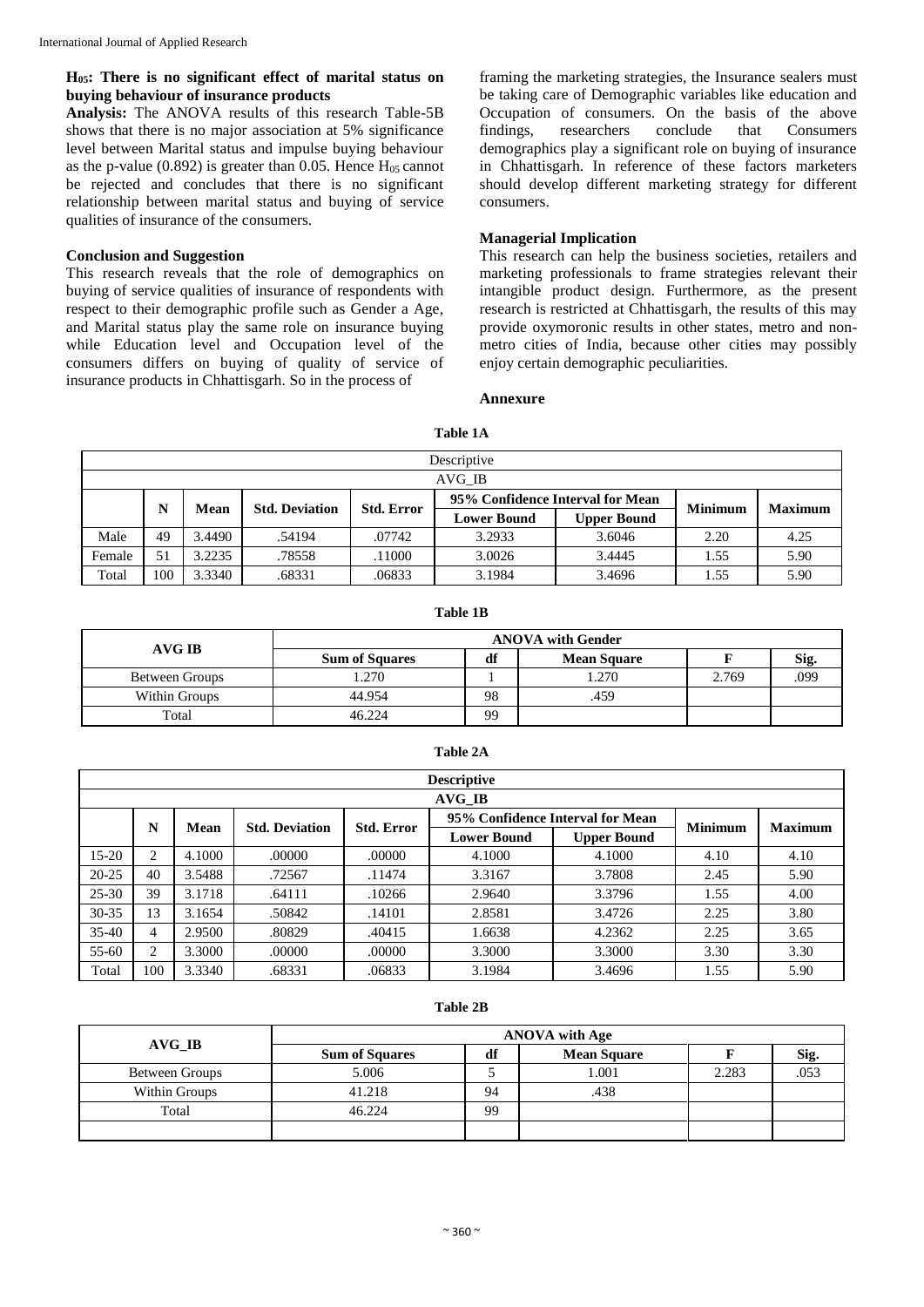**$H_{05}$: There is no significant effect of marital status on buying behaviour of insurance products**

**Analysis:** The ANOVA results of this research Table-5B shows that there is no major association at 5% significance level between Marital status and impulse buying behaviour as the p-value (0.892) is greater than 0.05. Hence $H_{05}$ cannot be rejected and concludes that there is no significant relationship between marital status and buying of service qualities of insurance of the consumers.

### Conclusion and Suggestion

This research reveals that the role of demographics on buying of service qualities of insurance of respondents with respect to their demographic profile such as Gender a Age, and Marital status play the same role on insurance buying while Education level and Occupation level of the consumers differs on buying of quality of service of insurance products in Chhattisgarh. So in the process of framing the marketing strategies, the Insurance sealers must be taking care of Demographic variables like education and Occupation of consumers. On the basis of the above findings, researchers conclude that Consumers demographics play a significant role on buying of insurance in Chhattisgarh. In reference of these factors marketers should develop different marketing strategy for different consumers.

### Managerial Implication

This research can help the business societies, retailers and marketing professionals to frame strategies relevant their intangible product design. Furthermore, as the present research is restricted at Chhattisgarh, the results of this may provide oxymoronic results in other states, metro and non-metro cities of India, because other cities may possibly enjoy certain demographic peculiarities.

### Annexure

**Table 1A**

| Descriptive | | | | | | | | |
|---|---|---|---|---|---|---|---|---|
| AVG_IB | | | | | | | | |
| | N | Mean | Std. Deviation | Std. Error | 95% Confidence Interval for Mean | | Minimum | Maximum |
| | | | | | Lower Bound | Upper Bound | | |
| Male | 49 | 3.4490 | .54194 | .07742 | 3.2933 | 3.6046 | 2.20 | 4.25 |
| Female | 51 | 3.2235 | .78558 | .11000 | 3.0026 | 3.4445 | 1.55 | 5.90 |
| Total | 100 | 3.3340 | .68331 | .06833 | 3.1984 | 3.4696 | 1.55 | 5.90 |

**Table 1B**

| AVG IB | ANOVA with Gender | | | | |
|---|---|---|---|---|---|
| | Sum of Squares | df | Mean Square | F | Sig. |
| Between Groups | 1.270 | 1 | 1.270 | 2.769 | .099 |
| Within Groups | 44.954 | 98 | .459 | | |
| Total | 46.224 | 99 | | | |

**Table 2A**

| Descriptive | | | | | | | | |
|---|---|---|---|---|---|---|---|---|
| AVG_IB | | | | | | | | |
| | N | Mean | Std. Deviation | Std. Error | 95% Confidence Interval for Mean | | Minimum | Maximum |
| | | | | | Lower Bound | Upper Bound | | |
| 15-20 | 2 | 4.1000 | .00000 | .00000 | 4.1000 | 4.1000 | 4.10 | 4.10 |
| 20-25 | 40 | 3.5488 | .72567 | .11474 | 3.3167 | 3.7808 | 2.45 | 5.90 |
| 25-30 | 39 | 3.1718 | .64111 | .10266 | 2.9640 | 3.3796 | 1.55 | 4.00 |
| 30-35 | 13 | 3.1654 | .50842 | .14101 | 2.8581 | 3.4726 | 2.25 | 3.80 |
| 35-40 | 4 | 2.9500 | .80829 | .40415 | 1.6638 | 4.2362 | 2.25 | 3.65 |
| 55-60 | 2 | 3.3000 | .00000 | .00000 | 3.3000 | 3.3000 | 3.30 | 3.30 |
| Total | 100 | 3.3340 | .68331 | .06833 | 3.1984 | 3.4696 | 1.55 | 5.90 |

**Table 2B**

| AVG_IB | ANOVA with Age | | | | |
|---|---|---|---|---|---|
| | Sum of Squares | df | Mean Square | F | Sig. |
| Between Groups | 5.006 | 5 | 1.001 | 2.283 | .053 |
| Within Groups | 41.218 | 94 | .438 | | |
| Total | 46.224 | 99 | | | |
| | | | | | |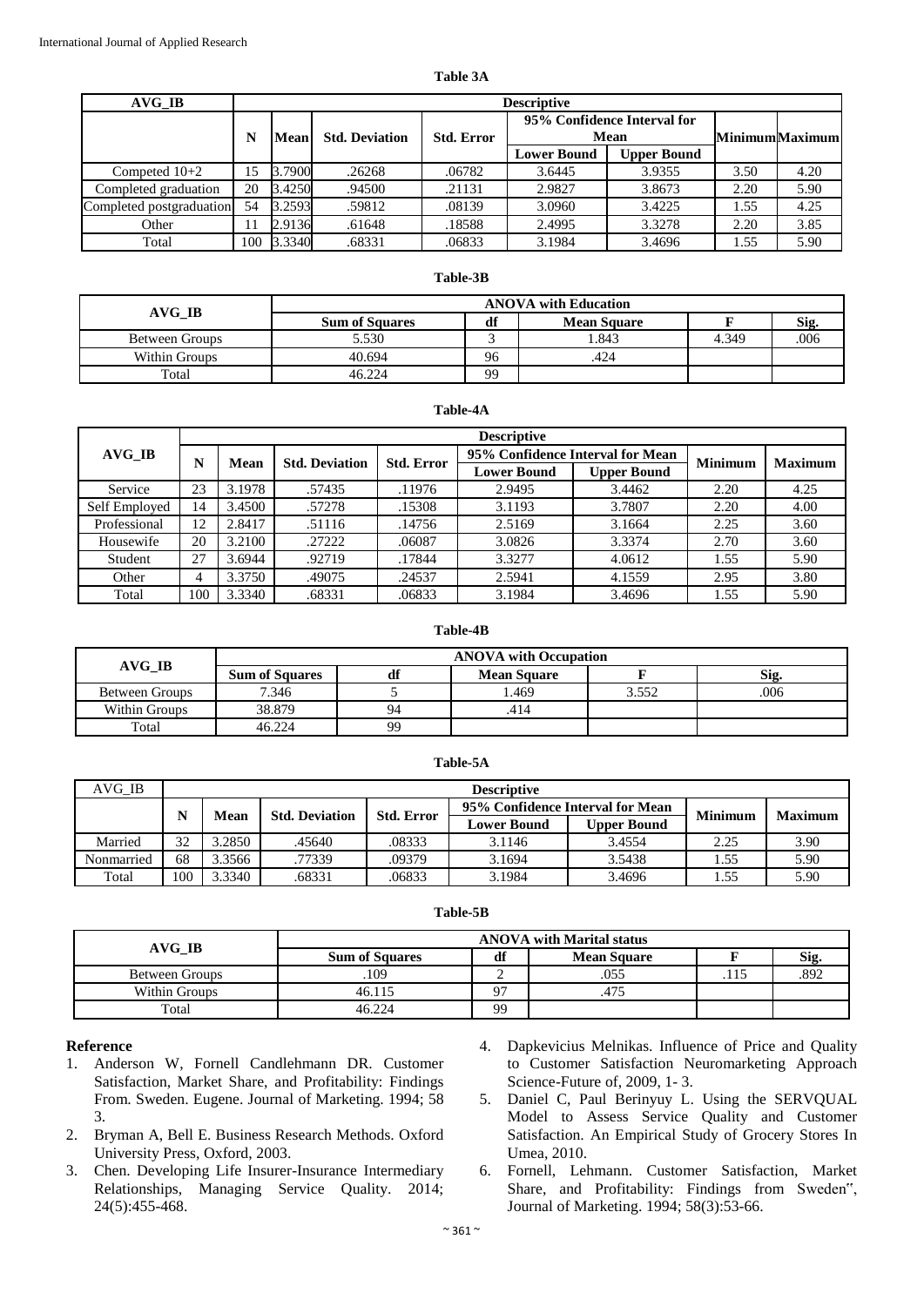**Table 3A**

| AVG_IB | Descriptive | | | | | | | |
|---|---|---|---|---|---|---|---|---|
| | N | Mean | Std. Deviation | Std. Error | 95% Confidence Interval for Mean | | Minimum | Maximum |
| | | | | | Lower Bound | Upper Bound | | |
| Competed 10+2 | 15 | 3.7900 | .26268 | .06782 | 3.6445 | 3.9355 | 3.50 | 4.20 |
| Completed graduation | 20 | 3.4250 | .94500 | .21131 | 2.9827 | 3.8673 | 2.20 | 5.90 |
| Completed postgraduation | 54 | 3.2593 | .59812 | .08139 | 3.0960 | 3.4225 | 1.55 | 4.25 |
| Other | 11 | 2.9136 | .61648 | .18588 | 2.4995 | 3.3278 | 2.20 | 3.85 |
| Total | 100 | 3.3340 | .68331 | .06833 | 3.1984 | 3.4696 | 1.55 | 5.90 |

**Table-3B**

| AVG_IB | ANOVA with Education | | | | |
|---|---|---|---|---|---|
| | Sum of Squares | df | Mean Square | F | Sig. |
| Between Groups | 5.530 | 3 | 1.843 | 4.349 | .006 |
| Within Groups | 40.694 | 96 | .424 | | |
| Total | 46.224 | 99 | | | |

**Table-4A**

| AVG_IB | Descriptive | | | | | | | |
|---|---|---|---|---|---|---|---|---|
| | N | Mean | Std. Deviation | Std. Error | 95% Confidence Interval for Mean | | Minimum | Maximum |
| | | | | | Lower Bound | Upper Bound | | |
| Service | 23 | 3.1978 | .57435 | .11976 | 2.9495 | 3.4462 | 2.20 | 4.25 |
| Self Employed | 14 | 3.4500 | .57278 | .15308 | 3.1193 | 3.7807 | 2.20 | 4.00 |
| Professional | 12 | 2.8417 | .51116 | .14756 | 2.5169 | 3.1664 | 2.25 | 3.60 |
| Housewife | 20 | 3.2100 | .27222 | .06087 | 3.0826 | 3.3374 | 2.70 | 3.60 |
| Student | 27 | 3.6944 | .92719 | .17844 | 3.3277 | 4.0612 | 1.55 | 5.90 |
| Other | 4 | 3.3750 | .49075 | .24537 | 2.5941 | 4.1559 | 2.95 | 3.80 |
| Total | 100 | 3.3340 | .68331 | .06833 | 3.1984 | 3.4696 | 1.55 | 5.90 |

**Table-4B**

| AVG_IB | ANOVA with Occupation | | | | |
|---|---|---|---|---|---|
| | Sum of Squares | df | Mean Square | F | Sig. |
| Between Groups | 7.346 | 5 | 1.469 | 3.552 | .006 |
| Within Groups | 38.879 | 94 | .414 | | |
| Total | 46.224 | 99 | | | |

**Table-5A**

| AVG_IB | Descriptive | | | | | | | |
|---|---|---|---|---|---|---|---|---|
| | N | Mean | Std. Deviation | Std. Error | 95% Confidence Interval for Mean | | Minimum | Maximum |
| | | | | | Lower Bound | Upper Bound | | |
| Married | 32 | 3.2850 | .45640 | .08333 | 3.1146 | 3.4554 | 2.25 | 3.90 |
| Nonmarried | 68 | 3.3566 | .77339 | .09379 | 3.1694 | 3.5438 | 1.55 | 5.90 |
| Total | 100 | 3.3340 | .68331 | .06833 | 3.1984 | 3.4696 | 1.55 | 5.90 |

**Table-5B**

| AVG_IB | ANOVA with Marital status | | | | |
|---|---|---|---|---|---|
| | Sum of Squares | df | Mean Square | F | Sig. |
| Between Groups | .109 | 2 | .055 | .115 | .892 |
| Within Groups | 46.115 | 97 | .475 | | |
| Total | 46.224 | 99 | | | |

## Reference

1. Anderson W, Fornell Candlehmann DR. Customer Satisfaction, Market Share, and Profitability: Findings From. Sweden. Eugene. Journal of Marketing. 1994; 58 3.
2. Bryman A, Bell E. Business Research Methods. Oxford University Press, Oxford, 2003.
3. Chen. Developing Life Insurer-Insurance Intermediary Relationships, Managing Service Quality. 2014; 24(5):455-468.
4. Dapkevicius Melnikas. Influence of Price and Quality to Customer Satisfaction Neuromarketing Approach Science-Future of, 2009, 1- 3.
5. Daniel C, Paul Berinyuy L. Using the SERVQUAL Model to Assess Service Quality and Customer Satisfaction. An Empirical Study of Grocery Stores In Umea, 2010.
6. Fornell, Lehmann. Customer Satisfaction, Market Share, and Profitability: Findings from Sweden", Journal of Marketing. 1994; 58(3):53-66.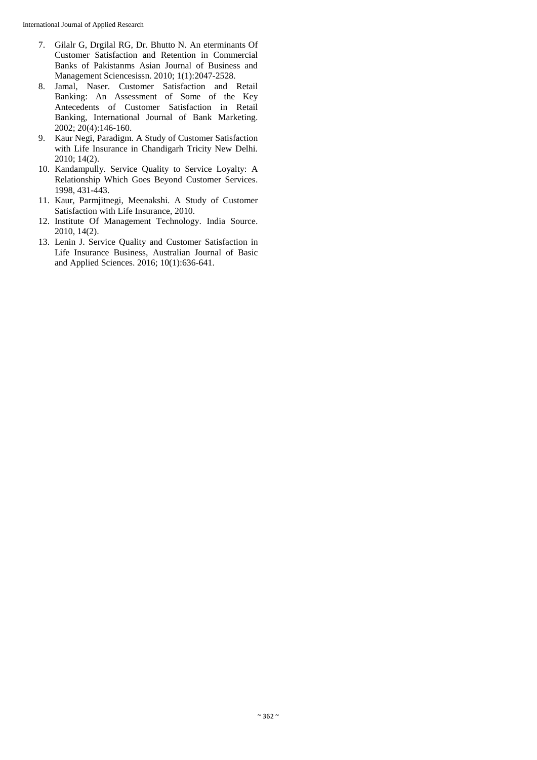7. Gilalr G, Drgilal RG, Dr. Bhutto N. An eterminants Of Customer Satisfaction and Retention in Commercial Banks of Pakistanms Asian Journal of Business and Management Sciencesissn. 2010; 1(1):2047-2528.
8. Jamal, Naser. Customer Satisfaction and Retail Banking: An Assessment of Some of the Key Antecedents of Customer Satisfaction in Retail Banking, International Journal of Bank Marketing. 2002; 20(4):146-160.
9. Kaur Negi, Paradigm. A Study of Customer Satisfaction with Life Insurance in Chandigarh Tricity New Delhi. 2010; 14(2).
10. Kandampully. Service Quality to Service Loyalty: A Relationship Which Goes Beyond Customer Services. 1998, 431-443.
11. Kaur, Parmjitnegi, Meenakshi. A Study of Customer Satisfaction with Life Insurance, 2010.
12. Institute Of Management Technology. India Source. 2010, 14(2).
13. Lenin J. Service Quality and Customer Satisfaction in Life Insurance Business, Australian Journal of Basic and Applied Sciences. 2016; 10(1):636-641.